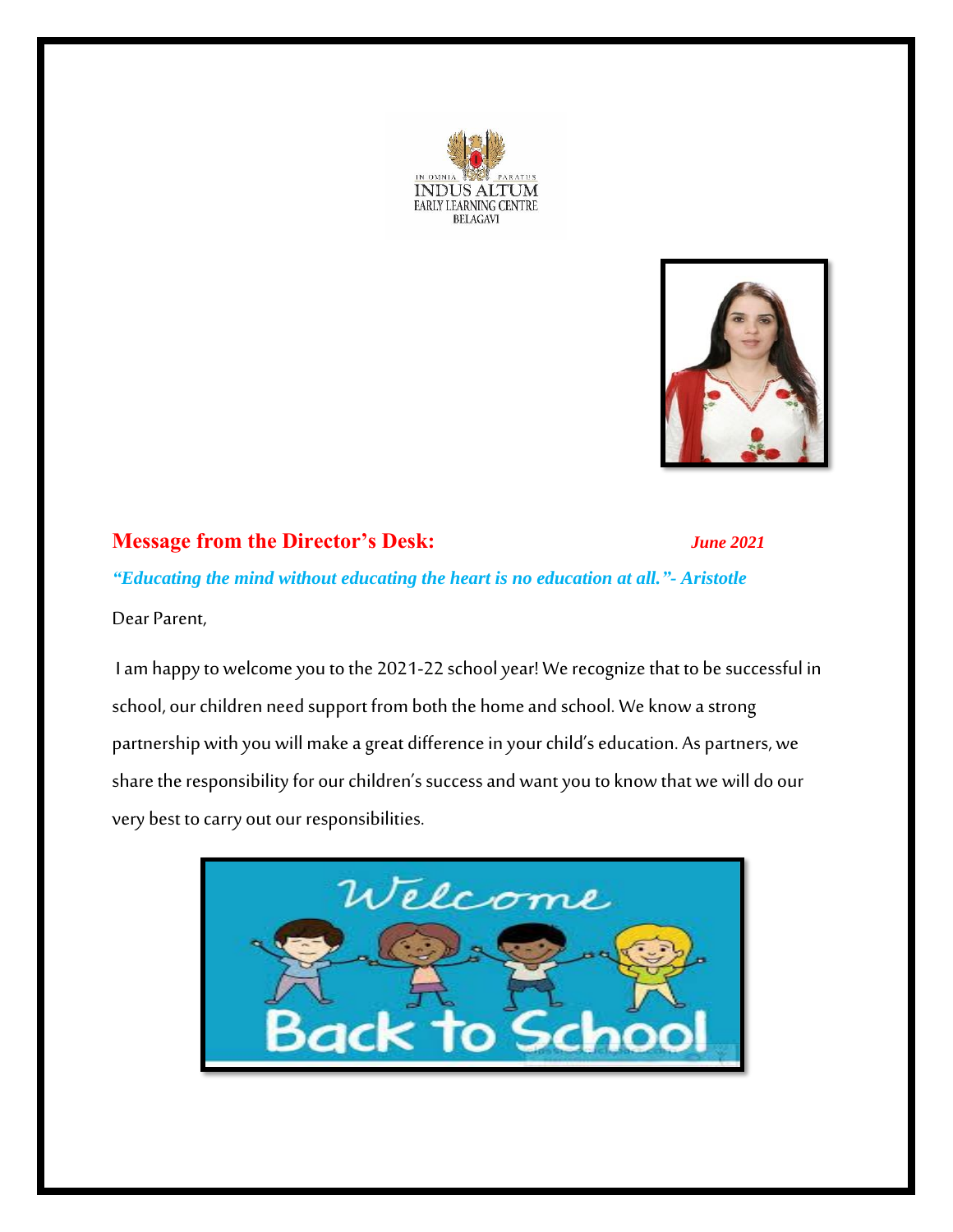IN OMNIA PARATUS
INDUS ALTUM
EARLY LEARNING CENTRE
BELAGAVI

## Message from the Director's Desk:

*June 2021*

*"Educating the mind without educating the heart is no education at all."- Aristotle*

Dear Parent,

I am happy to welcome you to the 2021-22 school year! We recognize that to be successful in school, our children need support from both the home and school. We know a strong partnership with you will make a great difference in your child's education. As partners, we share the responsibility for our children's success and want you to know that we will do our very best to carry out our responsibilities.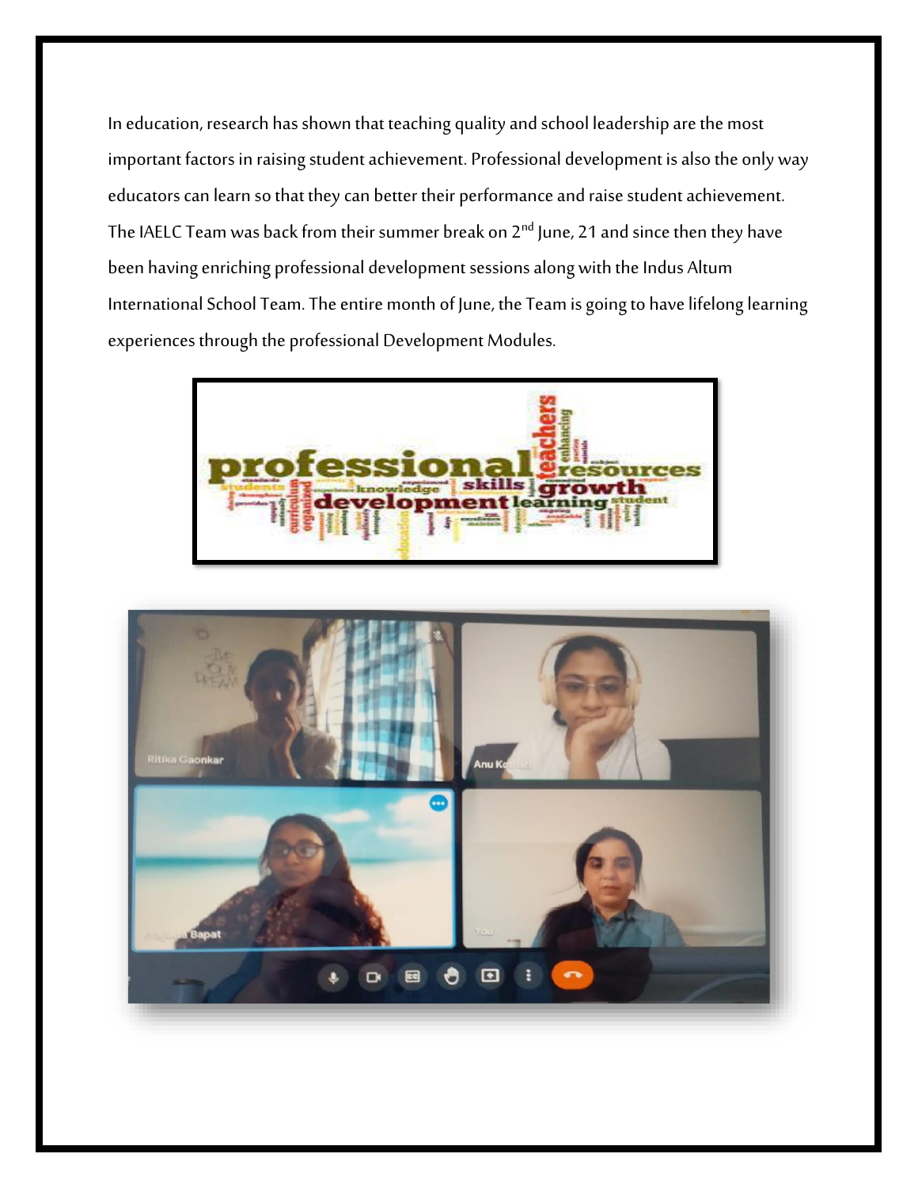In education, research has shown that teaching quality and school leadership are the most important factors in raising student achievement. Professional development is also the only way educators can learn so that they can better their performance and raise student achievement. The IAELC Team was back from their summer break on 2nd June, 21 and since then they have been having enriching professional development sessions along with the Indus Altum International School Team. The entire month of June, the Team is going to have lifelong learning experiences through the professional Development Modules.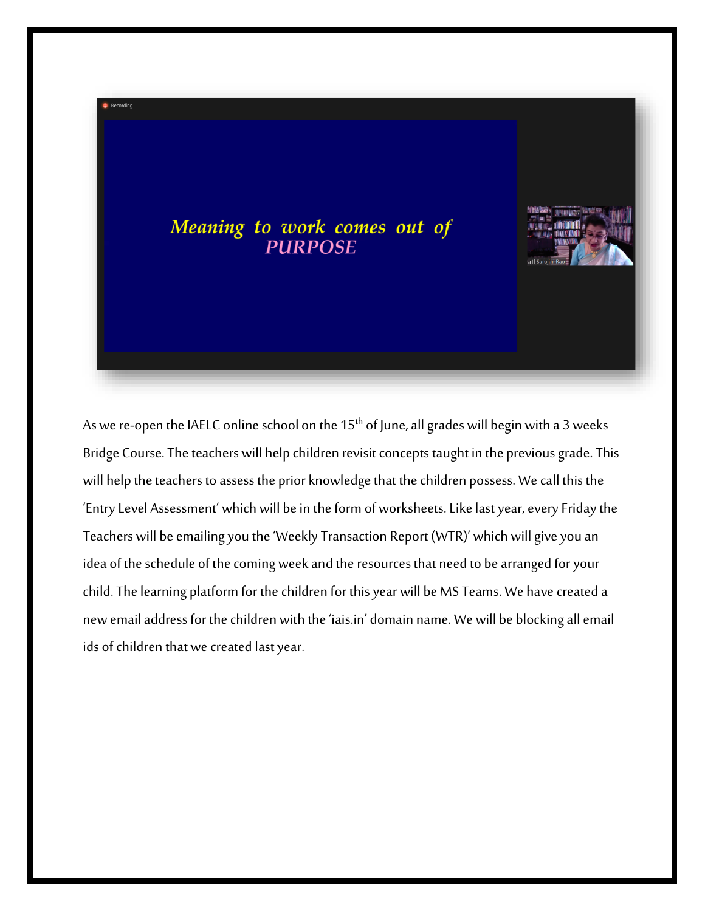As we re-open the IAELC online school on the 15th of June, all grades will begin with a 3 weeks Bridge Course. The teachers will help children revisit concepts taught in the previous grade. This will help the teachers to assess the prior knowledge that the children possess. We call this the 'Entry Level Assessment' which will be in the form of worksheets. Like last year, every Friday the Teachers will be emailing you the 'Weekly Transaction Report (WTR)' which will give you an idea of the schedule of the coming week and the resources that need to be arranged for your child. The learning platform for the children for this year will be MS Teams. We have created a new email address for the children with the 'iais.in' domain name. We will be blocking all email ids of children that we created last year.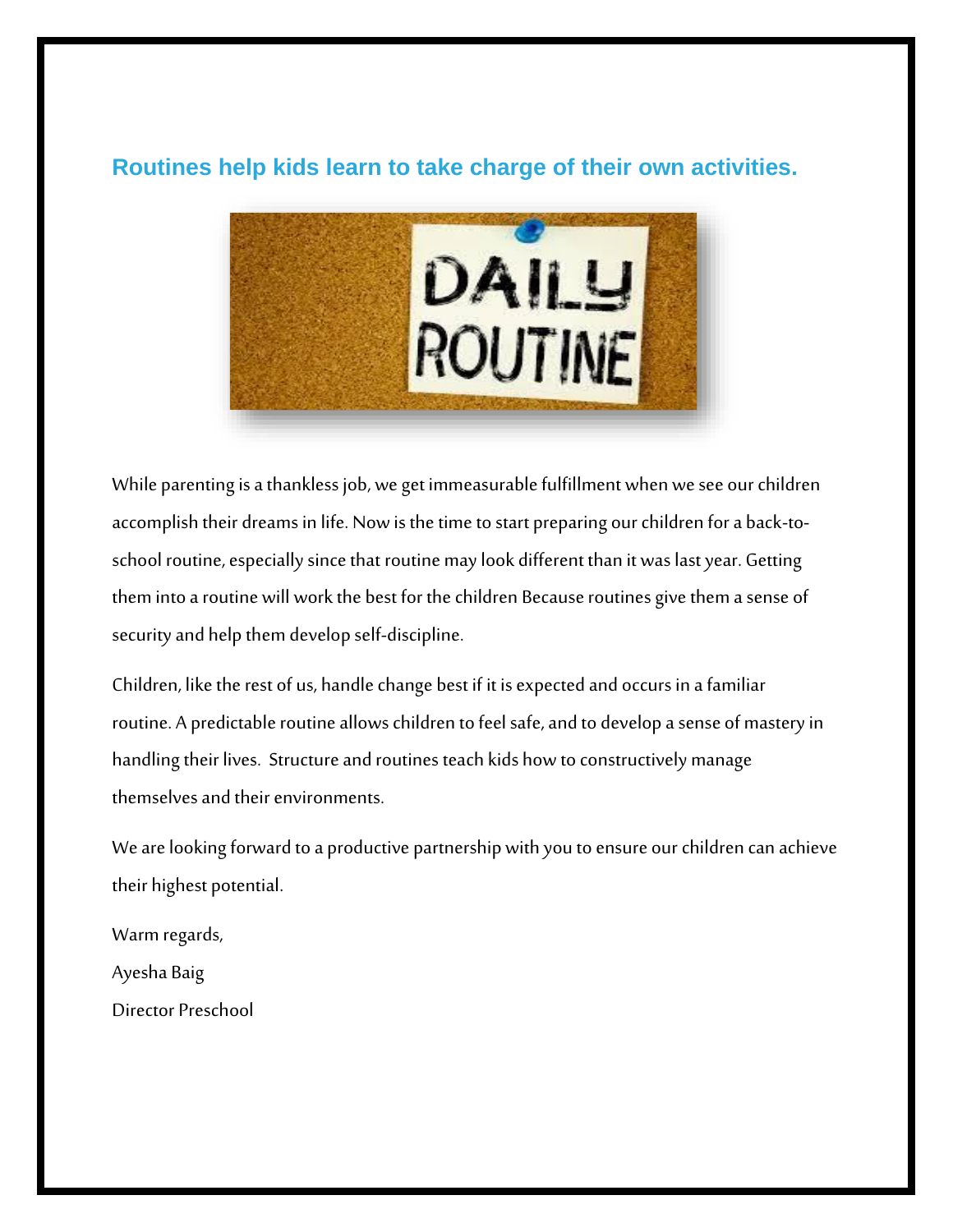## Routines help kids learn to take charge of their own activities.

While parenting is a thankless job, we get immeasurable fulfillment when we see our children accomplish their dreams in life. Now is the time to start preparing our children for a back-to-school routine, especially since that routine may look different than it was last year. Getting them into a routine will work the best for the children Because routines give them a sense of security and help them develop self-discipline.

Children, like the rest of us, handle change best if it is expected and occurs in a familiar routine. A predictable routine allows children to feel safe, and to develop a sense of mastery in handling their lives. Structure and routines teach kids how to constructively manage themselves and their environments.

We are looking forward to a productive partnership with you to ensure our children can achieve their highest potential.

Warm regards,

Ayesha Baig

Director Preschool